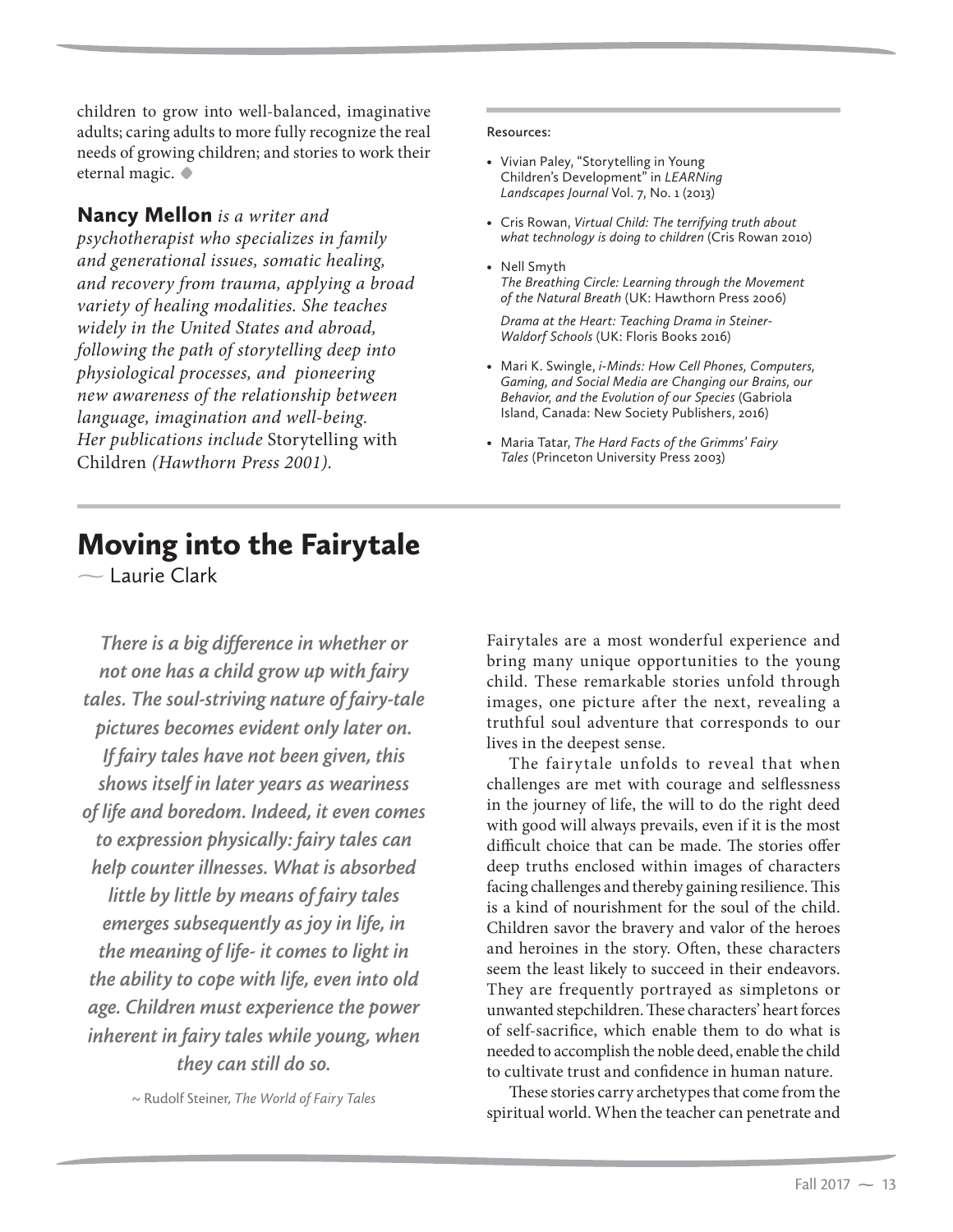children to grow into well-balanced, imaginative adults; caring adults to more fully recognize the real needs of growing children; and stories to work their eternal magic. ◆

**Nancy Mellon** *is a writer and psychotherapist who specializes in family and generational issues, somatic healing, and recovery from trauma, applying a broad variety of healing modalities. She teaches widely in the United States and abroad, following the path of storytelling deep into physiological processes, and pioneering new awareness of the relationship between language, imagination and well-being. Her publications include* Storytelling with Children *(Hawthorn Press 2001).*

Resources:

- Vivian Paley, "Storytelling in Young Children's Development" in *LEARNing Landscapes Journal* Vol. 7, No. 1 (2013)
- Cris Rowan, *Virtual Child: The terrifying truth about what technology is doing to children* (Cris Rowan 2010)
- Nell Smyth
  *The Breathing Circle: Learning through the Movement of the Natural Breath* (UK: Hawthorn Press 2006)

  *Drama at the Heart: Teaching Drama in Steiner-Waldorf Schools* (UK: Floris Books 2016)
- Mari K. Swingle, *i-Minds: How Cell Phones, Computers, Gaming, and Social Media are Changing our Brains, our Behavior, and the Evolution of our Species* (Gabriola Island, Canada: New Society Publishers, 2016)
- Maria Tatar, *The Hard Facts of the Grimms' Fairy Tales* (Princeton University Press 2003)

# Moving into the Fairytale

— Laurie Clark

> *There is a big difference in whether or not one has a child grow up with fairy tales. The soul-striving nature of fairy-tale pictures becomes evident only later on. If fairy tales have not been given, this shows itself in later years as weariness of life and boredom. Indeed, it even comes to expression physically: fairy tales can help counter illnesses. What is absorbed little by little by means of fairy tales emerges subsequently as joy in life, in the meaning of life- it comes to light in the ability to cope with life, even into old age. Children must experience the power inherent in fairy tales while young, when they can still do so.*
>
> ~ Rudolf Steiner, *The World of Fairy Tales*

Fairytales are a most wonderful experience and bring many unique opportunities to the young child. These remarkable stories unfold through images, one picture after the next, revealing a truthful soul adventure that corresponds to our lives in the deepest sense.

The fairytale unfolds to reveal that when challenges are met with courage and selflessness in the journey of life, the will to do the right deed with good will always prevails, even if it is the most difficult choice that can be made. The stories offer deep truths enclosed within images of characters facing challenges and thereby gaining resilience. This is a kind of nourishment for the soul of the child. Children savor the bravery and valor of the heroes and heroines in the story. Often, these characters seem the least likely to succeed in their endeavors. They are frequently portrayed as simpletons or unwanted stepchildren. These characters' heart forces of self-sacrifice, which enable them to do what is needed to accomplish the noble deed, enable the child to cultivate trust and confidence in human nature.

These stories carry archetypes that come from the spiritual world. When the teacher can penetrate and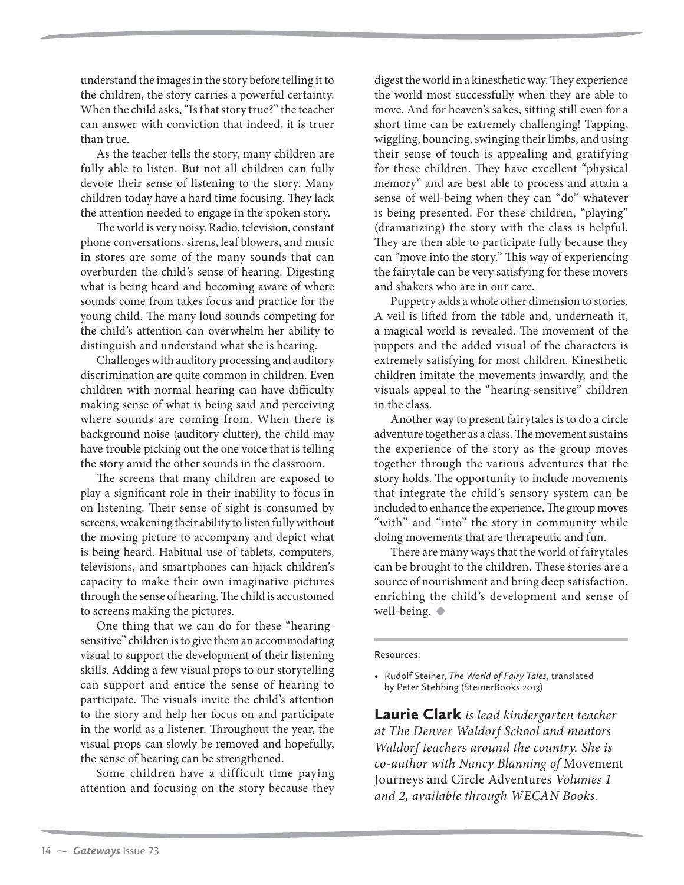understand the images in the story before telling it to the children, the story carries a powerful certainty. When the child asks, "Is that story true?" the teacher can answer with conviction that indeed, it is truer than true.

As the teacher tells the story, many children are fully able to listen. But not all children can fully devote their sense of listening to the story. Many children today have a hard time focusing. They lack the attention needed to engage in the spoken story.

The world is very noisy. Radio, television, constant phone conversations, sirens, leaf blowers, and music in stores are some of the many sounds that can overburden the child's sense of hearing. Digesting what is being heard and becoming aware of where sounds come from takes focus and practice for the young child. The many loud sounds competing for the child's attention can overwhelm her ability to distinguish and understand what she is hearing.

Challenges with auditory processing and auditory discrimination are quite common in children. Even children with normal hearing can have difficulty making sense of what is being said and perceiving where sounds are coming from. When there is background noise (auditory clutter), the child may have trouble picking out the one voice that is telling the story amid the other sounds in the classroom.

The screens that many children are exposed to play a significant role in their inability to focus in on listening. Their sense of sight is consumed by screens, weakening their ability to listen fully without the moving picture to accompany and depict what is being heard. Habitual use of tablets, computers, televisions, and smartphones can hijack children's capacity to make their own imaginative pictures through the sense of hearing. The child is accustomed to screens making the pictures.

One thing that we can do for these "hearing-sensitive" children is to give them an accommodating visual to support the development of their listening skills. Adding a few visual props to our storytelling can support and entice the sense of hearing to participate. The visuals invite the child's attention to the story and help her focus on and participate in the world as a listener. Throughout the year, the visual props can slowly be removed and hopefully, the sense of hearing can be strengthened.

Some children have a difficult time paying attention and focusing on the story because they digest the world in a kinesthetic way. They experience the world most successfully when they are able to move. And for heaven's sakes, sitting still even for a short time can be extremely challenging! Tapping, wiggling, bouncing, swinging their limbs, and using their sense of touch is appealing and gratifying for these children. They have excellent "physical memory" and are best able to process and attain a sense of well-being when they can "do" whatever is being presented. For these children, "playing" (dramatizing) the story with the class is helpful. They are then able to participate fully because they can "move into the story." This way of experiencing the fairytale can be very satisfying for these movers and shakers who are in our care.

Puppetry adds a whole other dimension to stories. A veil is lifted from the table and, underneath it, a magical world is revealed. The movement of the puppets and the added visual of the characters is extremely satisfying for most children. Kinesthetic children imitate the movements inwardly, and the visuals appeal to the "hearing-sensitive" children in the class.

Another way to present fairytales is to do a circle adventure together as a class. The movement sustains the experience of the story as the group moves together through the various adventures that the story holds. The opportunity to include movements that integrate the child's sensory system can be included to enhance the experience. The group moves "with" and "into" the story in community while doing movements that are therapeutic and fun.

There are many ways that the world of fairytales can be brought to the children. These stories are a source of nourishment and bring deep satisfaction, enriching the child's development and sense of well-being. ◆

Resources:

- Rudolf Steiner, *The World of Fairy Tales*, translated by Peter Stebbing (SteinerBooks 2013)

**Laurie Clark** *is lead kindergarten teacher at The Denver Waldorf School and mentors Waldorf teachers around the country. She is co-author with Nancy Blanning of* Movement Journeys and Circle Adventures *Volumes 1 and 2, available through WECAN Books.*